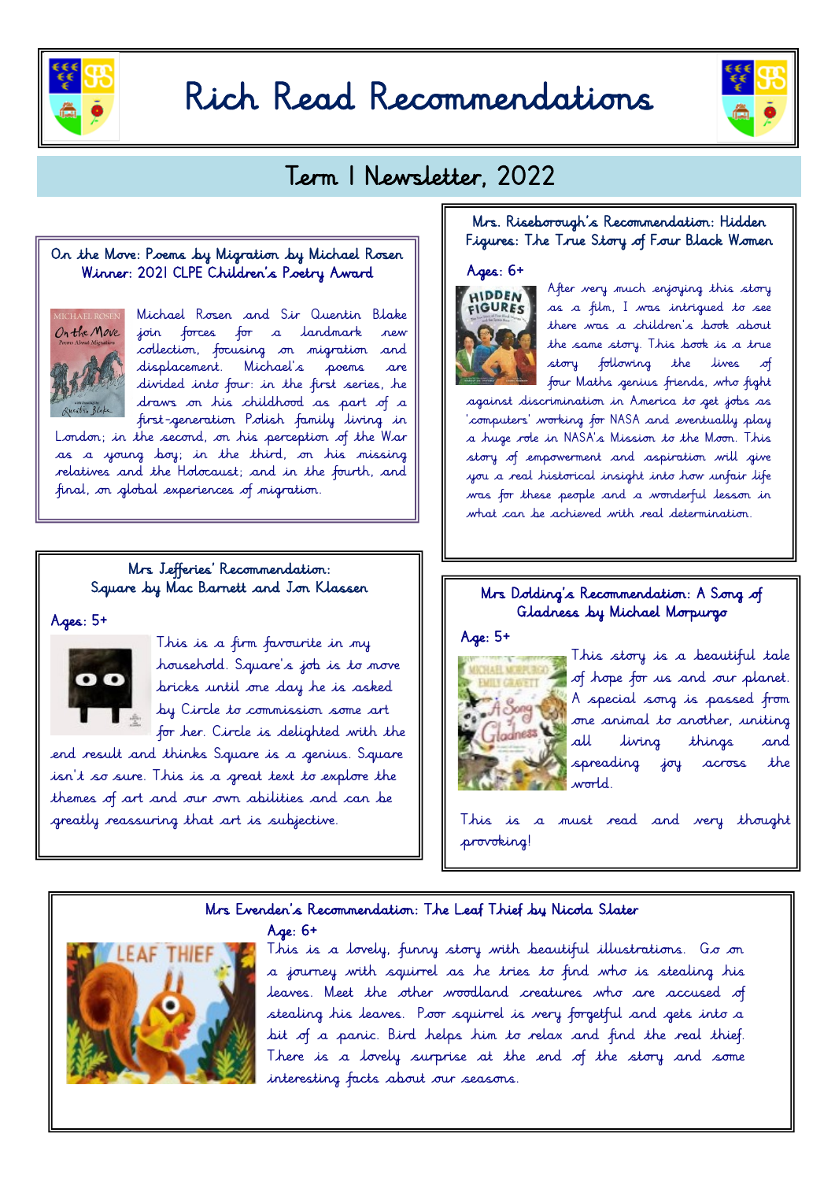# Rich Read Recommendations

## Term 1 Newsletter, 2022

### On the Move: Poems by Migration by Michael Rosen
### Winner: 2021 CLPE Children's Poetry Award

Michael Rosen and Sir Quentin Blake join forces for a landmark new collection, focusing on migration and displacement. Michael's poems are divided into four: in the first series, he draws on his childhood as part of a first-generation Polish family living in London; in the second, on his perception of the War as a young boy; in the third, on his missing relatives and the Holocaust; and in the fourth, and final, on global experiences of migration.

### Mrs. Riseborough's Recommendation: Hidden Figures: The True Story of Four Black Women

**Ages: 6+**

After very much enjoying this story as a film, I was intrigued to see there was a children's book about the same story. This book is a true story following the lives of four Maths genius friends, who fight against discrimination in America to get jobs as 'computers' working for NASA and eventually play a huge role in NASA's Mission to the Moon. This story of empowerment and aspiration will give you a real historical insight into how unfair life was for these people and a wonderful lesson in what can be achieved with real determination.

### Mrs Jefferies' Recommendation: Square by Mac Barnett and Jon Klassen

**Ages: 5+**

This is a firm favourite in my household. Square's job is to move bricks until one day he is asked by Circle to commission some art for her. Circle is delighted with the end result and thinks Square is a genius. Square isn't so sure. This is a great text to explore the themes of art and our own abilities and can be greatly reassuring that art is subjective.

### Mrs Dolding's Recommendation: A Song of Gladness by Michael Morpurgo

**Age: 5+**

This story is a beautiful tale of hope for us and our planet. A special song is passed from one animal to another, uniting all living things and spreading joy across the world.

This is a must read and very thought provoking!

### Mrs Evenden's Recommendation: The Leaf Thief by Nicola Slater

**Age: 6+**

This is a lovely, funny story with beautiful illustrations. Go on a journey with squirrel as he tries to find who is stealing his leaves. Meet the other woodland creatures who are accused of stealing his leaves. Poor squirrel is very forgetful and gets into a bit of a panic. Bird helps him to relax and find the real thief. There is a lovely surprise at the end of the story and some interesting facts about our seasons.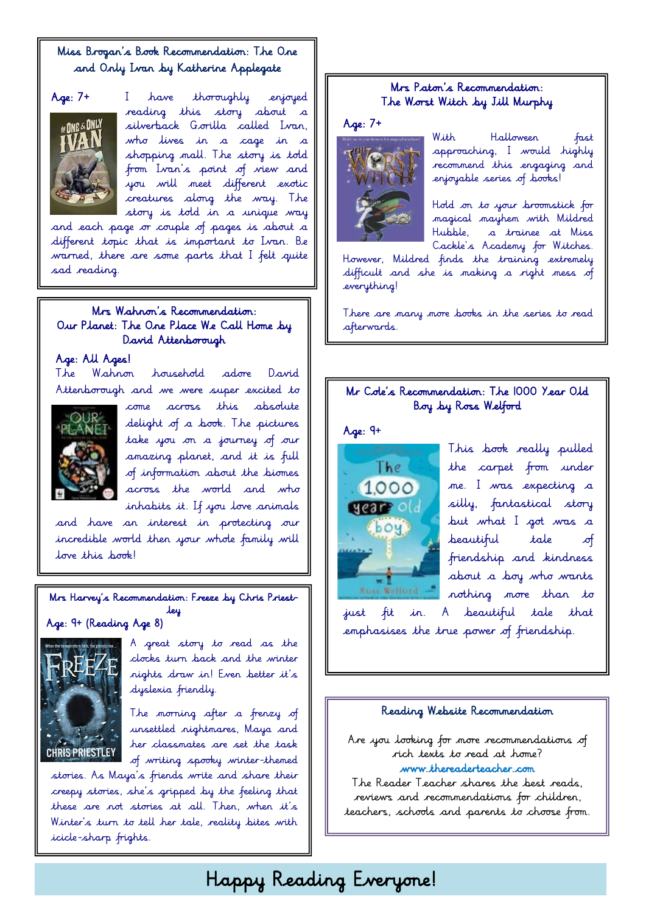## Miss Brogan's Book Recommendation: The One and Only Ivan by Katherine Applegate

**Age: 7+**

I have thoroughly enjoyed reading this story about a silverback Gorilla called Ivan, who lives in a cage in a shopping mall. The story is told from Ivan's point of view and you will meet different exotic creatures along the way. The story is told in a unique way and each page or couple of pages is about a different topic that is important to Ivan. Be warned, there are some parts that I felt quite sad reading.

## Mrs Wahnon's Recommendation: Our Planet: The One Place We Call Home by David Attenborough

**Age: All Ages!**

The Wahnon household adore David Attenborough and we were super excited to come across this absolute delight of a book. The pictures take you on a journey of our amazing planet, and it is full of information about the biomes across the world and who inhabits it. If you love animals and have an interest in protecting our incredible world then your whole family will love this book!

## Mrs Harvey's Recommendation: Freeze by Chris Priestley

**Age: 9+ (Reading Age 8)**

A great story to read as the clocks turn back and the winter nights draw in! Even better it's dyslexia friendly.

The morning after a frenzy of unsettled nightmares, Maya and her classmates are set the task of writing spooky winter-themed stories. As Maya's friends write and share their creepy stories, she's gripped by the feeling that these are not stories at all. Then, when it's Winter's turn to tell her tale, reality bites with icicle-sharp frights.

## Mrs Paton's Recommendation: The Worst Witch by Jill Murphy

**Age: 7+**

With Halloween fast approaching, I would highly recommend this engaging and enjoyable series of books!

Hold on to your broomstick for magical mayhem with Mildred Hubble, a trainee at Miss Cackle's Academy for Witches. However, Mildred finds the training extremely difficult and she is making a right mess of everything!

There are many more books in the series to read afterwards.

## Mr Cole's Recommendation: The 1000 Year Old Boy by Ross Welford

**Age: 9+**

This book really pulled the carpet from under me. I was expecting a silly, fantastical story but what I got was a beautiful tale of friendship and kindness about a boy who wants nothing more than to just fit in. A beautiful tale that emphasises the true power of friendship.

## Reading Website Recommendation

Are you looking for more recommendations of rich texts to read at home?

www.thereaderteacher.com

The Reader Teacher shares the best reads, reviews and recommendations for children, teachers, schools and parents to choose from.

# Happy Reading Everyone!